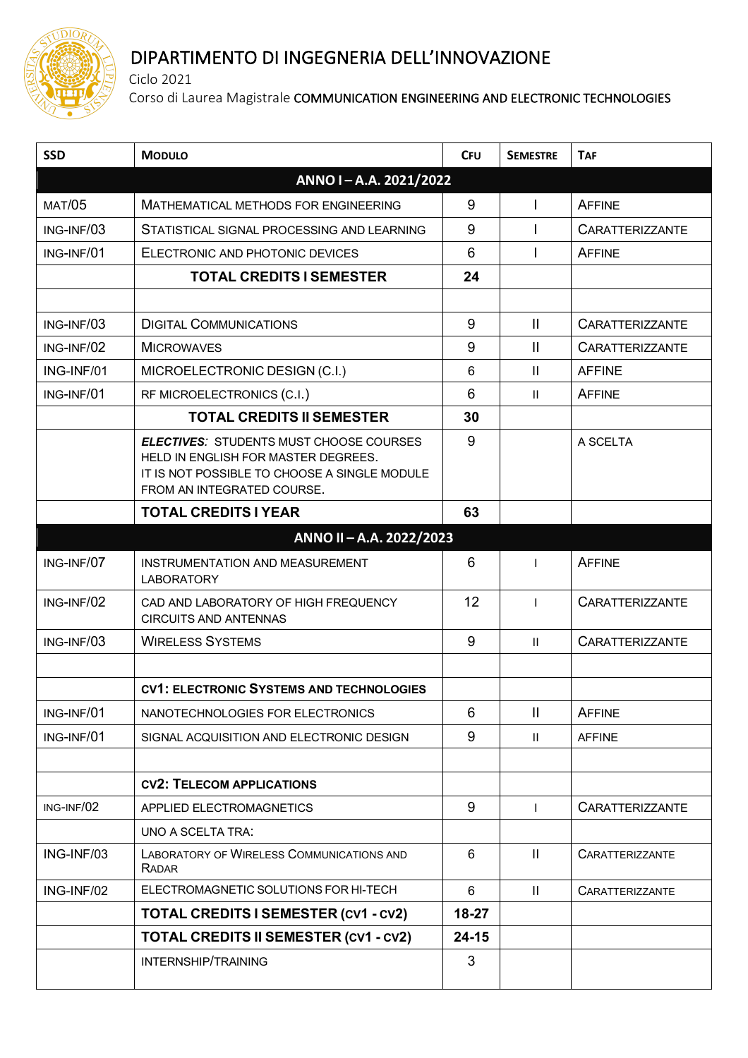# DIPARTIMENTO DI INGEGNERIA DELL'INNOVAZIONE

Ciclo 2021

Corso di Laurea Magistrale **COMMUNICATION ENGINEERING AND ELECTRONIC TECHNOLOGIES**

| SSD | MODULO | CFU | SEMESTRE | TAF |
|---|---|---|---|---|
| | **ANNO I – A.A. 2021/2022** | | | |
| MAT/05 | MATHEMATICAL METHODS FOR ENGINEERING | 9 | I | AFFINE |
| ING-INF/03 | STATISTICAL SIGNAL PROCESSING AND LEARNING | 9 | I | CARATTERIZZANTE |
| ING-INF/01 | ELECTRONIC AND PHOTONIC DEVICES | 6 | I | AFFINE |
| | **TOTAL CREDITS I SEMESTER** | **24** | | |
| | | | | |
| ING-INF/03 | DIGITAL COMMUNICATIONS | 9 | II | CARATTERIZZANTE |
| ING-INF/02 | MICROWAVES | 9 | II | CARATTERIZZANTE |
| ING-INF/01 | MICROELECTRONIC DESIGN (C.I.) | 6 | II | AFFINE |
| ING-INF/01 | RF MICROELECTRONICS (C.I.) | 6 | II | AFFINE |
| | **TOTAL CREDITS II SEMESTER** | **30** | | |
| | ***ELECTIVES:*** STUDENTS MUST CHOOSE COURSES HELD IN ENGLISH FOR MASTER DEGREES. IT IS NOT POSSIBLE TO CHOOSE A SINGLE MODULE FROM AN INTEGRATED COURSE. | 9 | | A SCELTA |
| | **TOTAL CREDITS I YEAR** | **63** | | |
| | **ANNO II – A.A. 2022/2023** | | | |
| ING-INF/07 | INSTRUMENTATION AND MEASUREMENT LABORATORY | 6 | I | AFFINE |
| ING-INF/02 | CAD AND LABORATORY OF HIGH FREQUENCY CIRCUITS AND ANTENNAS | 12 | I | CARATTERIZZANTE |
| ING-INF/03 | WIRELESS SYSTEMS | 9 | II | CARATTERIZZANTE |
| | | | | |
| | **CV1: ELECTRONIC SYSTEMS AND TECHNOLOGIES** | | | |
| ING-INF/01 | NANOTECHNOLOGIES FOR ELECTRONICS | 6 | II | AFFINE |
| ING-INF/01 | SIGNAL ACQUISITION AND ELECTRONIC DESIGN | 9 | II | AFFINE |
| | | | | |
| | **CV2: TELECOM APPLICATIONS** | | | |
| ING-INF/02 | APPLIED ELECTROMAGNETICS | 9 | I | CARATTERIZZANTE |
| | UNO A SCELTA TRA: | | | |
| ING-INF/03 | LABORATORY OF WIRELESS COMMUNICATIONS AND RADAR | 6 | II | CARATTERIZZANTE |
| ING-INF/02 | ELECTROMAGNETIC SOLUTIONS FOR HI-TECH | 6 | II | CARATTERIZZANTE |
| | **TOTAL CREDITS I SEMESTER (CV1 - CV2)** | **18-27** | | |
| | **TOTAL CREDITS II SEMESTER (CV1 - CV2)** | **24-15** | | |
| | INTERNSHIP/TRAINING | 3 | | |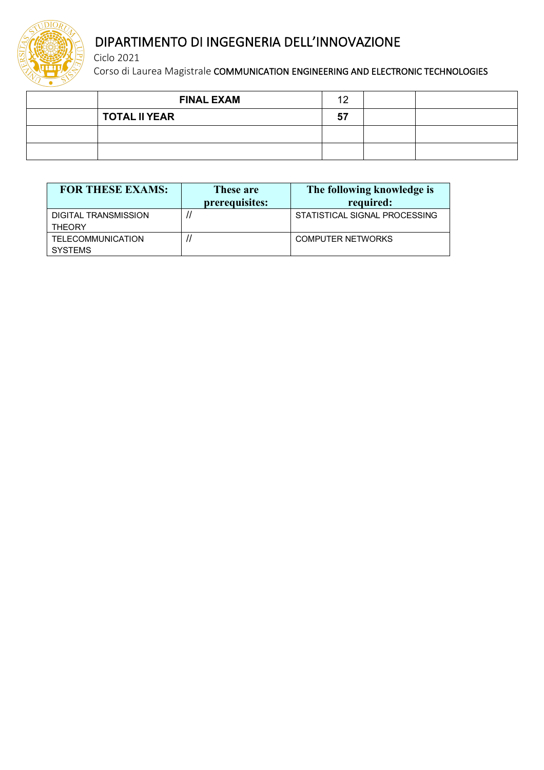# DIPARTIMENTO DI INGEGNERIA DELL'INNOVAZIONE

Ciclo 2021

Corso di Laurea Magistrale COMMUNICATION ENGINEERING AND ELECTRONIC TECHNOLOGIES

| | | | | |
|---|---|---|---|---|
| | **FINAL EXAM** | 12 | | |
| | **TOTAL II YEAR** | **57** | | |
| | | | | |
| | | | | |

| **FOR THESE EXAMS:** | **These are prerequisites:** | **The following knowledge is required:** |
|---|---|---|
| DIGITAL TRANSMISSION THEORY | // | STATISTICAL SIGNAL PROCESSING |
| TELECOMMUNICATION SYSTEMS | // | COMPUTER NETWORKS |